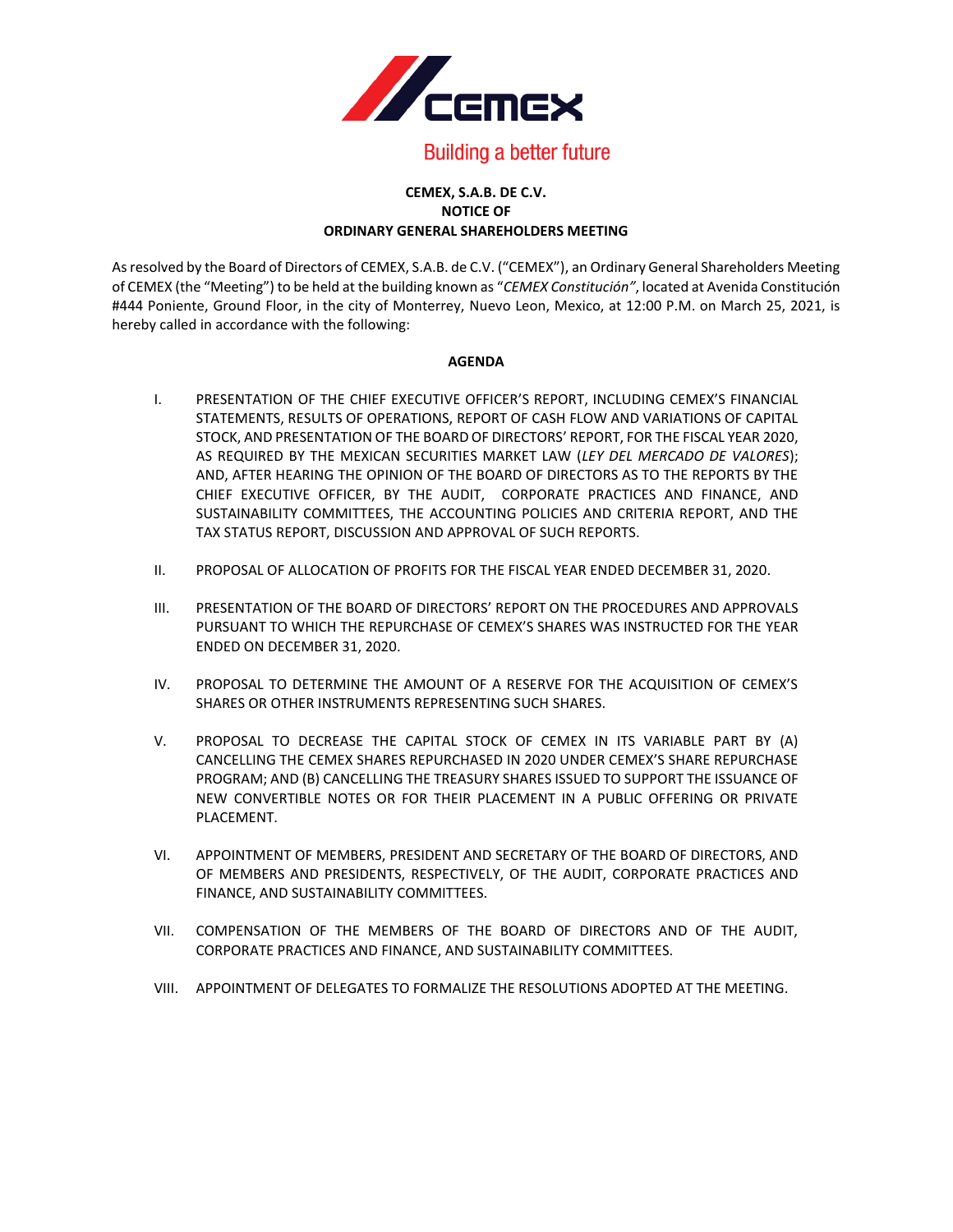Building a better future

**CEMEX, S.A.B. DE C.V.**
**NOTICE OF**
**ORDINARY GENERAL SHAREHOLDERS MEETING**

As resolved by the Board of Directors of CEMEX, S.A.B. de C.V. ("CEMEX"), an Ordinary General Shareholders Meeting of CEMEX (the "Meeting") to be held at the building known as "*CEMEX Constitución"*, located at Avenida Constitución #444 Poniente, Ground Floor, in the city of Monterrey, Nuevo Leon, Mexico, at 12:00 P.M. on March 25, 2021, is hereby called in accordance with the following:

**AGENDA**

I. PRESENTATION OF THE CHIEF EXECUTIVE OFFICER'S REPORT, INCLUDING CEMEX'S FINANCIAL STATEMENTS, RESULTS OF OPERATIONS, REPORT OF CASH FLOW AND VARIATIONS OF CAPITAL STOCK, AND PRESENTATION OF THE BOARD OF DIRECTORS' REPORT, FOR THE FISCAL YEAR 2020, AS REQUIRED BY THE MEXICAN SECURITIES MARKET LAW (*LEY DEL MERCADO DE VALORES*); AND, AFTER HEARING THE OPINION OF THE BOARD OF DIRECTORS AS TO THE REPORTS BY THE CHIEF EXECUTIVE OFFICER, BY THE AUDIT, CORPORATE PRACTICES AND FINANCE, AND SUSTAINABILITY COMMITTEES, THE ACCOUNTING POLICIES AND CRITERIA REPORT, AND THE TAX STATUS REPORT, DISCUSSION AND APPROVAL OF SUCH REPORTS.

II. PROPOSAL OF ALLOCATION OF PROFITS FOR THE FISCAL YEAR ENDED DECEMBER 31, 2020.

III. PRESENTATION OF THE BOARD OF DIRECTORS' REPORT ON THE PROCEDURES AND APPROVALS PURSUANT TO WHICH THE REPURCHASE OF CEMEX'S SHARES WAS INSTRUCTED FOR THE YEAR ENDED ON DECEMBER 31, 2020.

IV. PROPOSAL TO DETERMINE THE AMOUNT OF A RESERVE FOR THE ACQUISITION OF CEMEX'S SHARES OR OTHER INSTRUMENTS REPRESENTING SUCH SHARES.

V. PROPOSAL TO DECREASE THE CAPITAL STOCK OF CEMEX IN ITS VARIABLE PART BY (A) CANCELLING THE CEMEX SHARES REPURCHASED IN 2020 UNDER CEMEX'S SHARE REPURCHASE PROGRAM; AND (B) CANCELLING THE TREASURY SHARES ISSUED TO SUPPORT THE ISSUANCE OF NEW CONVERTIBLE NOTES OR FOR THEIR PLACEMENT IN A PUBLIC OFFERING OR PRIVATE PLACEMENT.

VI. APPOINTMENT OF MEMBERS, PRESIDENT AND SECRETARY OF THE BOARD OF DIRECTORS, AND OF MEMBERS AND PRESIDENTS, RESPECTIVELY, OF THE AUDIT, CORPORATE PRACTICES AND FINANCE, AND SUSTAINABILITY COMMITTEES.

VII. COMPENSATION OF THE MEMBERS OF THE BOARD OF DIRECTORS AND OF THE AUDIT, CORPORATE PRACTICES AND FINANCE, AND SUSTAINABILITY COMMITTEES.

VIII. APPOINTMENT OF DELEGATES TO FORMALIZE THE RESOLUTIONS ADOPTED AT THE MEETING.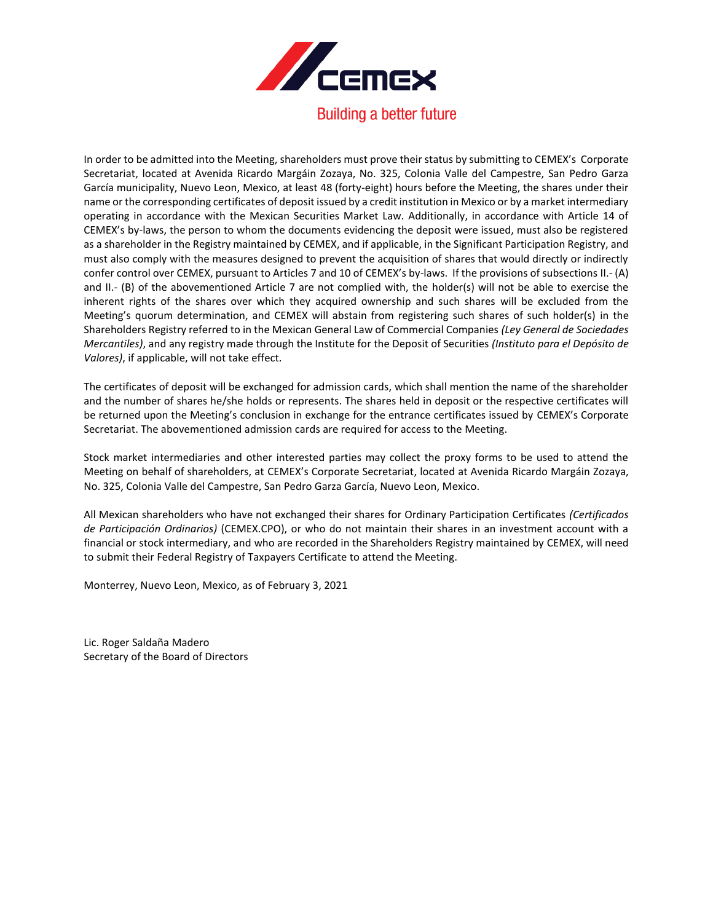Building a better future

In order to be admitted into the Meeting, shareholders must prove their status by submitting to CEMEX's Corporate Secretariat, located at Avenida Ricardo Margáin Zozaya, No. 325, Colonia Valle del Campestre, San Pedro Garza García municipality, Nuevo Leon, Mexico, at least 48 (forty-eight) hours before the Meeting, the shares under their name or the corresponding certificates of deposit issued by a credit institution in Mexico or by a market intermediary operating in accordance with the Mexican Securities Market Law. Additionally, in accordance with Article 14 of CEMEX's by-laws, the person to whom the documents evidencing the deposit were issued, must also be registered as a shareholder in the Registry maintained by CEMEX, and if applicable, in the Significant Participation Registry, and must also comply with the measures designed to prevent the acquisition of shares that would directly or indirectly confer control over CEMEX, pursuant to Articles 7 and 10 of CEMEX's by-laws. If the provisions of subsections II.- (A) and II.- (B) of the abovementioned Article 7 are not complied with, the holder(s) will not be able to exercise the inherent rights of the shares over which they acquired ownership and such shares will be excluded from the Meeting's quorum determination, and CEMEX will abstain from registering such shares of such holder(s) in the Shareholders Registry referred to in the Mexican General Law of Commercial Companies *(Ley General de Sociedades Mercantiles)*, and any registry made through the Institute for the Deposit of Securities *(Instituto para el Depósito de Valores)*, if applicable, will not take effect.

The certificates of deposit will be exchanged for admission cards, which shall mention the name of the shareholder and the number of shares he/she holds or represents. The shares held in deposit or the respective certificates will be returned upon the Meeting's conclusion in exchange for the entrance certificates issued by CEMEX's Corporate Secretariat. The abovementioned admission cards are required for access to the Meeting.

Stock market intermediaries and other interested parties may collect the proxy forms to be used to attend the Meeting on behalf of shareholders, at CEMEX's Corporate Secretariat, located at Avenida Ricardo Margáin Zozaya, No. 325, Colonia Valle del Campestre, San Pedro Garza García, Nuevo Leon, Mexico.

All Mexican shareholders who have not exchanged their shares for Ordinary Participation Certificates *(Certificados de Participación Ordinarios)* (CEMEX.CPO), or who do not maintain their shares in an investment account with a financial or stock intermediary, and who are recorded in the Shareholders Registry maintained by CEMEX, will need to submit their Federal Registry of Taxpayers Certificate to attend the Meeting.

Monterrey, Nuevo Leon, Mexico, as of February 3, 2021

Lic. Roger Saldaña Madero
Secretary of the Board of Directors